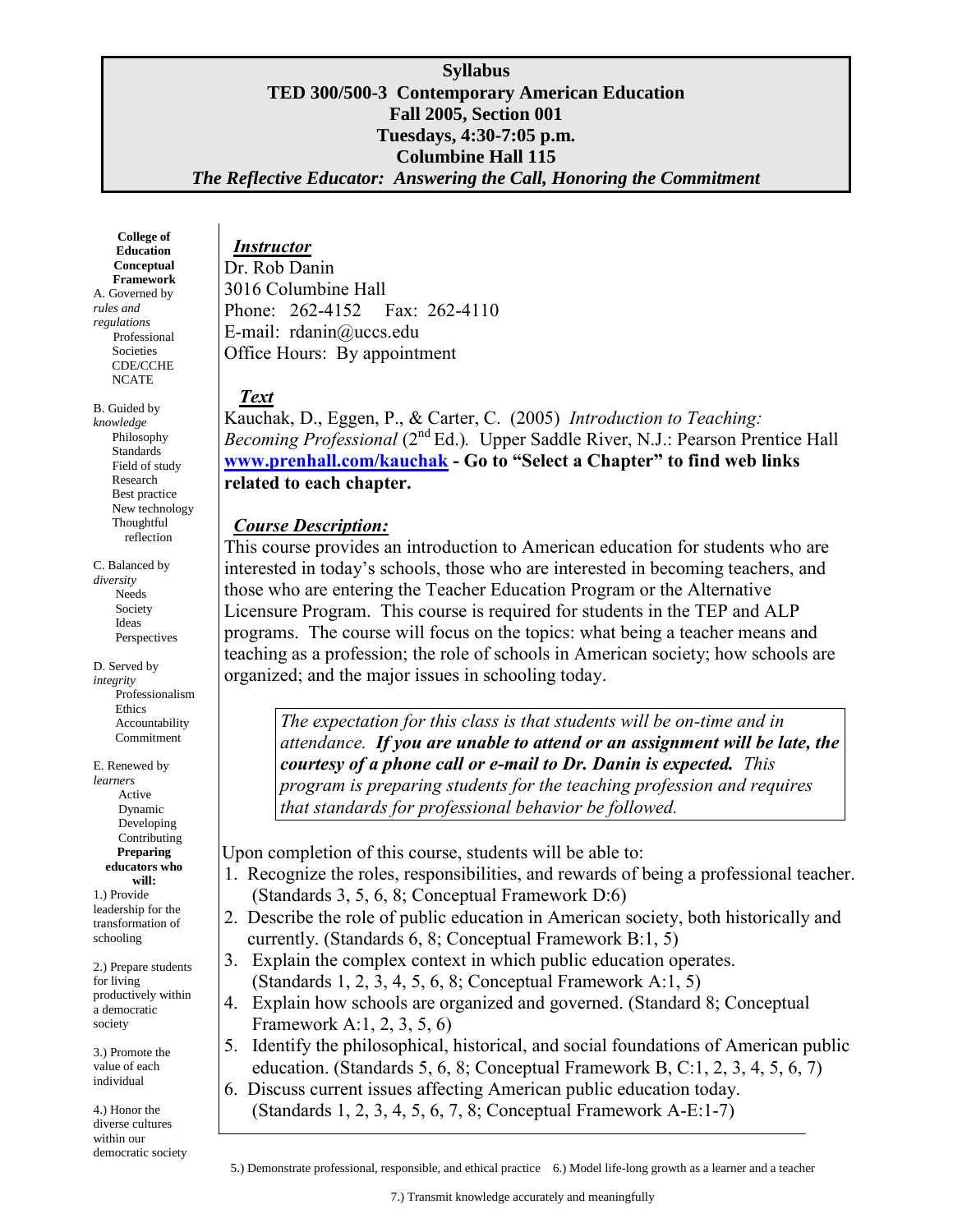**Syllabus**
**TED 300/500-3 Contemporary American Education**
**Fall 2005, Section 001**
**Tuesdays, 4:30-7:05 p.m.**
**Columbine Hall 115**
***The Reflective Educator: Answering the Call, Honoring the Commitment***

**College of Education Conceptual Framework**

A. Governed by *rules and regulations*
- Professional Societies
- CDE/CCHE
- NCATE

B. Guided by *knowledge*
- Philosophy
- Standards
- Field of study
- Research
- Best practice
- New technology
- Thoughtful reflection

C. Balanced by *diversity*
- Needs
- Society
- Ideas
- Perspectives

D. Served by *integrity*
- Professionalism
- Ethics
- Accountability
- Commitment

E. Renewed by *learners*
- Active
- Dynamic
- Developing
- Contributing

**Preparing educators who will:**

1.) Provide leadership for the transformation of schooling

2.) Prepare students for living productively within a democratic society

3.) Promote the value of each individual

4.) Honor the diverse cultures within our democratic society

5.) Demonstrate professional, responsible, and ethical practice

6.) Model life-long growth as a learner and a teacher

7.) Transmit knowledge accurately and meaningfully

## *Instructor*

Dr. Rob Danin
3016 Columbine Hall
Phone: 262-4152 Fax: 262-4110
E-mail: rdanin@uccs.edu
Office Hours: By appointment

## *Text*

Kauchak, D., Eggen, P., & Carter, C. (2005) *Introduction to Teaching: Becoming Professional* (2nd Ed.). Upper Saddle River, N.J.: Pearson Prentice Hall
**www.prenhall.com/kauchak - Go to "Select a Chapter" to find web links related to each chapter.**

## *Course Description:*

This course provides an introduction to American education for students who are interested in today's schools, those who are interested in becoming teachers, and those who are entering the Teacher Education Program or the Alternative Licensure Program. This course is required for students in the TEP and ALP programs. The course will focus on the topics: what being a teacher means and teaching as a profession; the role of schools in American society; how schools are organized; and the major issues in schooling today.

> *The expectation for this class is that students will be on-time and in attendance.* ***If you are unable to attend or an assignment will be late, the courtesy of a phone call or e-mail to Dr. Danin is expected.*** *This program is preparing students for the teaching profession and requires that standards for professional behavior be followed.*

Upon completion of this course, students will be able to:

1. Recognize the roles, responsibilities, and rewards of being a professional teacher. (Standards 3, 5, 6, 8; Conceptual Framework D:6)
2. Describe the role of public education in American society, both historically and currently. (Standards 6, 8; Conceptual Framework B:1, 5)
3. Explain the complex context in which public education operates. (Standards 1, 2, 3, 4, 5, 6, 8; Conceptual Framework A:1, 5)
4. Explain how schools are organized and governed. (Standard 8; Conceptual Framework A:1, 2, 3, 5, 6)
5. Identify the philosophical, historical, and social foundations of American public education. (Standards 5, 6, 8; Conceptual Framework B, C:1, 2, 3, 4, 5, 6, 7)
6. Discuss current issues affecting American public education today. (Standards 1, 2, 3, 4, 5, 6, 7, 8; Conceptual Framework A-E:1-7)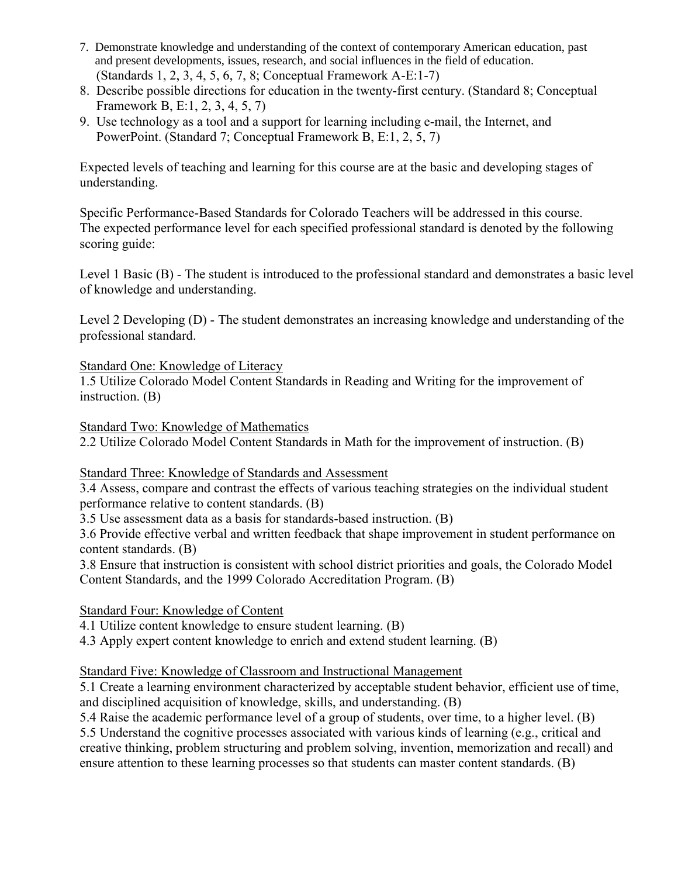7. Demonstrate knowledge and understanding of the context of contemporary American education, past and present developments, issues, research, and social influences in the field of education. (Standards 1, 2, 3, 4, 5, 6, 7, 8; Conceptual Framework A-E:1-7)
8. Describe possible directions for education in the twenty-first century. (Standard 8; Conceptual Framework B, E:1, 2, 3, 4, 5, 7)
9. Use technology as a tool and a support for learning including e-mail, the Internet, and PowerPoint. (Standard 7; Conceptual Framework B, E:1, 2, 5, 7)

Expected levels of teaching and learning for this course are at the basic and developing stages of understanding.

Specific Performance-Based Standards for Colorado Teachers will be addressed in this course. The expected performance level for each specified professional standard is denoted by the following scoring guide:

Level 1 Basic (B) - The student is introduced to the professional standard and demonstrates a basic level of knowledge and understanding.

Level 2 Developing (D) - The student demonstrates an increasing knowledge and understanding of the professional standard.

<u>Standard One: Knowledge of Literacy</u>
1.5 Utilize Colorado Model Content Standards in Reading and Writing for the improvement of instruction. (B)

<u>Standard Two: Knowledge of Mathematics</u>
2.2 Utilize Colorado Model Content Standards in Math for the improvement of instruction. (B)

<u>Standard Three: Knowledge of Standards and Assessment</u>
3.4 Assess, compare and contrast the effects of various teaching strategies on the individual student performance relative to content standards. (B)
3.5 Use assessment data as a basis for standards-based instruction. (B)
3.6 Provide effective verbal and written feedback that shape improvement in student performance on content standards. (B)
3.8 Ensure that instruction is consistent with school district priorities and goals, the Colorado Model Content Standards, and the 1999 Colorado Accreditation Program. (B)

<u>Standard Four: Knowledge of Content</u>
4.1 Utilize content knowledge to ensure student learning. (B)
4.3 Apply expert content knowledge to enrich and extend student learning. (B)

<u>Standard Five: Knowledge of Classroom and Instructional Management</u>
5.1 Create a learning environment characterized by acceptable student behavior, efficient use of time, and disciplined acquisition of knowledge, skills, and understanding. (B)
5.4 Raise the academic performance level of a group of students, over time, to a higher level. (B)
5.5 Understand the cognitive processes associated with various kinds of learning (e.g., critical and creative thinking, problem structuring and problem solving, invention, memorization and recall) and ensure attention to these learning processes so that students can master content standards. (B)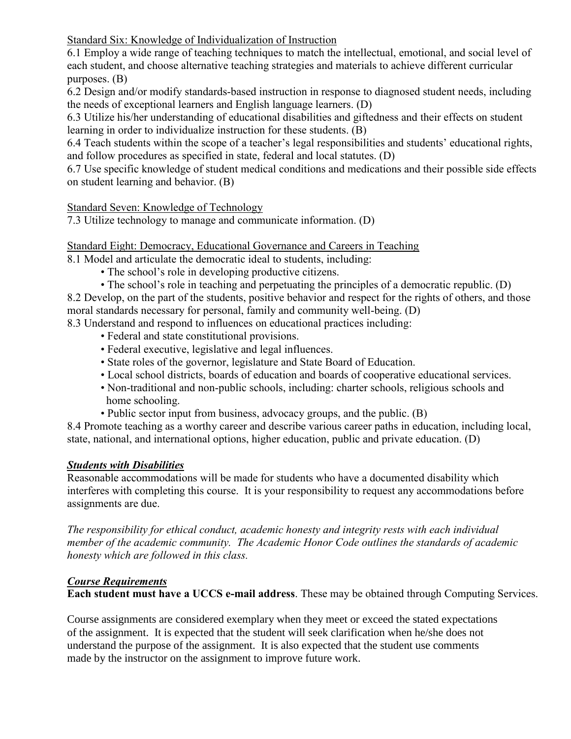Standard Six: Knowledge of Individualization of Instruction

6.1 Employ a wide range of teaching techniques to match the intellectual, emotional, and social level of each student, and choose alternative teaching strategies and materials to achieve different curricular purposes. (B)

6.2 Design and/or modify standards-based instruction in response to diagnosed student needs, including the needs of exceptional learners and English language learners. (D)

6.3 Utilize his/her understanding of educational disabilities and giftedness and their effects on student learning in order to individualize instruction for these students. (B)

6.4 Teach students within the scope of a teacher's legal responsibilities and students' educational rights, and follow procedures as specified in state, federal and local statutes. (D)

6.7 Use specific knowledge of student medical conditions and medications and their possible side effects on student learning and behavior. (B)

Standard Seven: Knowledge of Technology

7.3 Utilize technology to manage and communicate information. (D)

Standard Eight: Democracy, Educational Governance and Careers in Teaching

8.1 Model and articulate the democratic ideal to students, including:

- The school's role in developing productive citizens.
- The school's role in teaching and perpetuating the principles of a democratic republic. (D)

8.2 Develop, on the part of the students, positive behavior and respect for the rights of others, and those moral standards necessary for personal, family and community well-being. (D)

8.3 Understand and respond to influences on educational practices including:

- Federal and state constitutional provisions.
- Federal executive, legislative and legal influences.
- State roles of the governor, legislature and State Board of Education.
- Local school districts, boards of education and boards of cooperative educational services.
- Non-traditional and non-public schools, including: charter schools, religious schools and home schooling.
- Public sector input from business, advocacy groups, and the public. (B)

8.4 Promote teaching as a worthy career and describe various career paths in education, including local, state, national, and international options, higher education, public and private education. (D)

***Students with Disabilities***

Reasonable accommodations will be made for students who have a documented disability which interferes with completing this course. It is your responsibility to request any accommodations before assignments are due.

*The responsibility for ethical conduct, academic honesty and integrity rests with each individual member of the academic community. The Academic Honor Code outlines the standards of academic honesty which are followed in this class.*

***Course Requirements***

**Each student must have a UCCS e-mail address**. These may be obtained through Computing Services.

Course assignments are considered exemplary when they meet or exceed the stated expectations of the assignment. It is expected that the student will seek clarification when he/she does not understand the purpose of the assignment. It is also expected that the student use comments made by the instructor on the assignment to improve future work.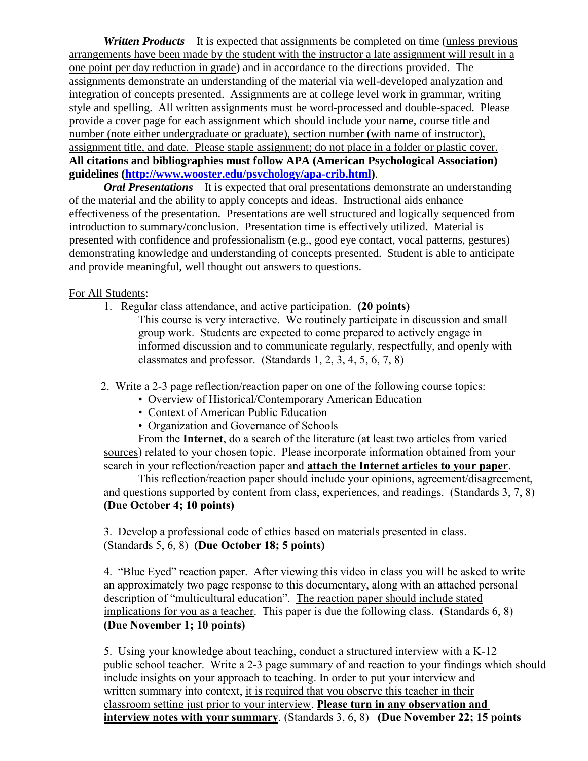***Written Products*** – It is expected that assignments be completed on time (unless previous arrangements have been made by the student with the instructor a late assignment will result in a one point per day reduction in grade) and in accordance to the directions provided. The assignments demonstrate an understanding of the material via well-developed analyzation and integration of concepts presented. Assignments are at college level work in grammar, writing style and spelling. All written assignments must be word-processed and double-spaced. Please provide a cover page for each assignment which should include your name, course title and number (note either undergraduate or graduate), section number (with name of instructor), assignment title, and date. Please staple assignment; do not place in a folder or plastic cover. **All citations and bibliographies must follow APA (American Psychological Association) guidelines ([http://www.wooster.edu/psychology/apa-crib.html](http://www.wooster.edu/psychology/apa-crib.html))**.

***Oral Presentations*** – It is expected that oral presentations demonstrate an understanding of the material and the ability to apply concepts and ideas. Instructional aids enhance effectiveness of the presentation. Presentations are well structured and logically sequenced from introduction to summary/conclusion. Presentation time is effectively utilized. Material is presented with confidence and professionalism (e.g., good eye contact, vocal patterns, gestures) demonstrating knowledge and understanding of concepts presented. Student is able to anticipate and provide meaningful, well thought out answers to questions.

For All Students:

1. Regular class attendance, and active participation. **(20 points)**
   This course is very interactive. We routinely participate in discussion and small group work. Students are expected to come prepared to actively engage in informed discussion and to communicate regularly, respectfully, and openly with classmates and professor. (Standards 1, 2, 3, 4, 5, 6, 7, 8)

2. Write a 2-3 page reflection/reaction paper on one of the following course topics:
   - Overview of Historical/Contemporary American Education
   - Context of American Public Education
   - Organization and Governance of Schools

   From the **Internet**, do a search of the literature (at least two articles from varied sources) related to your chosen topic. Please incorporate information obtained from your search in your reflection/reaction paper and **attach the Internet articles to your paper**.

   This reflection/reaction paper should include your opinions, agreement/disagreement, and questions supported by content from class, experiences, and readings. (Standards 3, 7, 8) **(Due October 4; 10 points)**

3. Develop a professional code of ethics based on materials presented in class. (Standards 5, 6, 8) **(Due October 18; 5 points)**

4. "Blue Eyed" reaction paper. After viewing this video in class you will be asked to write an approximately two page response to this documentary, along with an attached personal description of "multicultural education". The reaction paper should include stated implications for you as a teacher. This paper is due the following class. (Standards 6, 8) **(Due November 1; 10 points)**

5. Using your knowledge about teaching, conduct a structured interview with a K-12 public school teacher. Write a 2-3 page summary of and reaction to your findings which should include insights on your approach to teaching. In order to put your interview and written summary into context, it is required that you observe this teacher in their classroom setting just prior to your interview. **Please turn in any observation and interview notes with your summary**. (Standards 3, 6, 8) **(Due November 22; 15 points**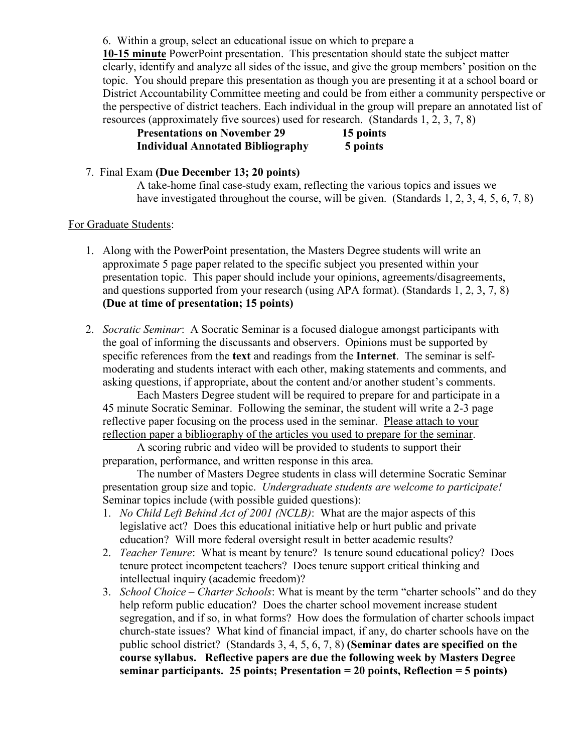6. Within a group, select an educational issue on which to prepare a **10-15 minute** PowerPoint presentation. This presentation should state the subject matter clearly, identify and analyze all sides of the issue, and give the group members' position on the topic. You should prepare this presentation as though you are presenting it at a school board or District Accountability Committee meeting and could be from either a community perspective or the perspective of district teachers. Each individual in the group will prepare an annotated list of resources (approximately five sources) used for research. (Standards 1, 2, 3, 7, 8)

   **Presentations on November 29 — 15 points**
   **Individual Annotated Bibliography — 5 points**

7. Final Exam **(Due December 13; 20 points)**
   A take-home final case-study exam, reflecting the various topics and issues we have investigated throughout the course, will be given. (Standards 1, 2, 3, 4, 5, 6, 7, 8)

For Graduate Students:

1. Along with the PowerPoint presentation, the Masters Degree students will write an approximate 5 page paper related to the specific subject you presented within your presentation topic. This paper should include your opinions, agreements/disagreements, and questions supported from your research (using APA format). (Standards 1, 2, 3, 7, 8) **(Due at time of presentation; 15 points)**

2. *Socratic Seminar*: A Socratic Seminar is a focused dialogue amongst participants with the goal of informing the discussants and observers. Opinions must be supported by specific references from the **text** and readings from the **Internet**. The seminar is self-moderating and students interact with each other, making statements and comments, and asking questions, if appropriate, about the content and/or another student's comments.

   Each Masters Degree student will be required to prepare for and participate in a 45 minute Socratic Seminar. Following the seminar, the student will write a 2-3 page reflective paper focusing on the process used in the seminar. Please attach to your reflection paper a bibliography of the articles you used to prepare for the seminar.

   A scoring rubric and video will be provided to students to support their preparation, performance, and written response in this area.

   The number of Masters Degree students in class will determine Socratic Seminar presentation group size and topic. *Undergraduate students are welcome to participate!* Seminar topics include (with possible guided questions):

   1. *No Child Left Behind Act of 2001 (NCLB)*: What are the major aspects of this legislative act? Does this educational initiative help or hurt public and private education? Will more federal oversight result in better academic results?
   2. *Teacher Tenure*: What is meant by tenure? Is tenure sound educational policy? Does tenure protect incompetent teachers? Does tenure support critical thinking and intellectual inquiry (academic freedom)?
   3. *School Choice – Charter Schools*: What is meant by the term "charter schools" and do they help reform public education? Does the charter school movement increase student segregation, and if so, in what forms? How does the formulation of charter schools impact church-state issues? What kind of financial impact, if any, do charter schools have on the public school district? (Standards 3, 4, 5, 6, 7, 8) **(Seminar dates are specified on the course syllabus. Reflective papers are due the following week by Masters Degree seminar participants. 25 points; Presentation = 20 points, Reflection = 5 points)**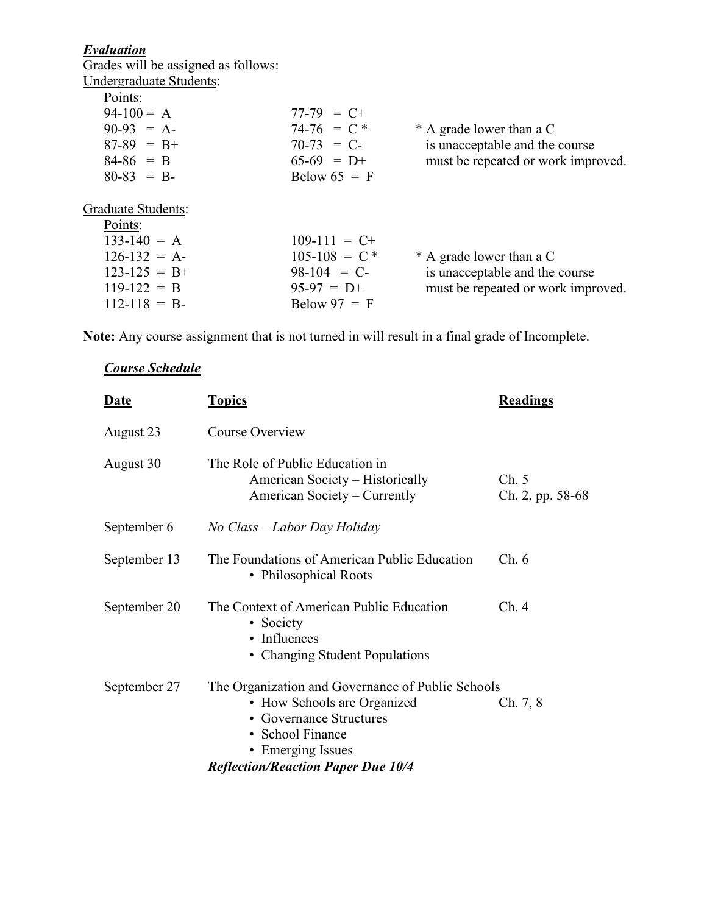***Evaluation***

Grades will be assigned as follows:

Undergraduate Students:

Points:

| | | |
|---|---|---|
| 94-100 = A | 77-79 = C+ | |
| 90-93 = A- | 74-76 = C * | * A grade lower than a C |
| 87-89 = B+ | 70-73 = C- | is unacceptable and the course |
| 84-86 = B | 65-69 = D+ | must be repeated or work improved. |
| 80-83 = B- | Below 65 = F | |

Graduate Students:

Points:

| | | |
|---|---|---|
| 133-140 = A | 109-111 = C+ | |
| 126-132 = A- | 105-108 = C * | * A grade lower than a C |
| 123-125 = B+ | 98-104 = C- | is unacceptable and the course |
| 119-122 = B | 95-97 = D+ | must be repeated or work improved. |
| 112-118 = B- | Below 97 = F | |

**Note:** Any course assignment that is not turned in will result in a final grade of Incomplete.

***Course Schedule***

| **Date** | **Topics** | **Readings** |
|---|---|---|
| August 23 | Course Overview | |
| August 30 | The Role of Public Education in<br>American Society – Historically<br>American Society – Currently | <br>Ch. 5<br>Ch. 2, pp. 58-68 |
| September 6 | *No Class – Labor Day Holiday* | |
| September 13 | The Foundations of American Public Education<br>• Philosophical Roots | Ch. 6 |
| September 20 | The Context of American Public Education<br>• Society<br>• Influences<br>• Changing Student Populations | Ch. 4 |
| September 27 | The Organization and Governance of Public Schools<br>• How Schools are Organized<br>• Governance Structures<br>• School Finance<br>• Emerging Issues<br>***Reflection/Reaction Paper Due 10/4*** | <br>Ch. 7, 8 |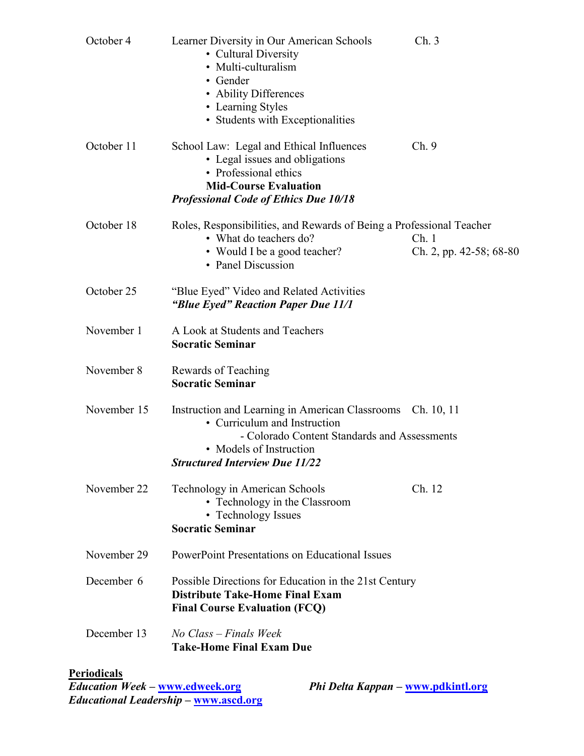| | | |
|---|---|---|
| October 4 | Learner Diversity in Our American Schools<br>• Cultural Diversity<br>• Multi-culturalism<br>• Gender<br>• Ability Differences<br>• Learning Styles<br>• Students with Exceptionalities | Ch. 3 |
| October 11 | School Law: Legal and Ethical Influences<br>• Legal issues and obligations<br>• Professional ethics<br>**Mid-Course Evaluation**<br>***Professional Code of Ethics Due 10/18*** | Ch. 9 |
| October 18 | Roles, Responsibilities, and Rewards of Being a Professional Teacher<br>• What do teachers do?<br>• Would I be a good teacher?<br>• Panel Discussion | <br>Ch. 1<br>Ch. 2, pp. 42-58; 68-80 |
| October 25 | "Blue Eyed" Video and Related Activities<br>***"Blue Eyed" Reaction Paper Due 11/1*** | |
| November 1 | A Look at Students and Teachers<br>**Socratic Seminar** | |
| November 8 | Rewards of Teaching<br>**Socratic Seminar** | |
| November 15 | Instruction and Learning in American Classrooms<br>• Curriculum and Instruction<br>- Colorado Content Standards and Assessments<br>• Models of Instruction<br>***Structured Interview Due 11/22*** | Ch. 10, 11 |
| November 22 | Technology in American Schools<br>• Technology in the Classroom<br>• Technology Issues<br>**Socratic Seminar** | Ch. 12 |
| November 29 | PowerPoint Presentations on Educational Issues | |
| December 6 | Possible Directions for Education in the 21st Century<br>**Distribute Take-Home Final Exam**<br>**Final Course Evaluation (FCQ)** | |
| December 13 | *No Class – Finals Week*<br>**Take-Home Final Exam Due** | |

**Periodicals**

***Education Week* – www.edweek.org**

***Phi Delta Kappan* – www.pdkintl.org**

***Educational Leadership* – www.ascd.org**